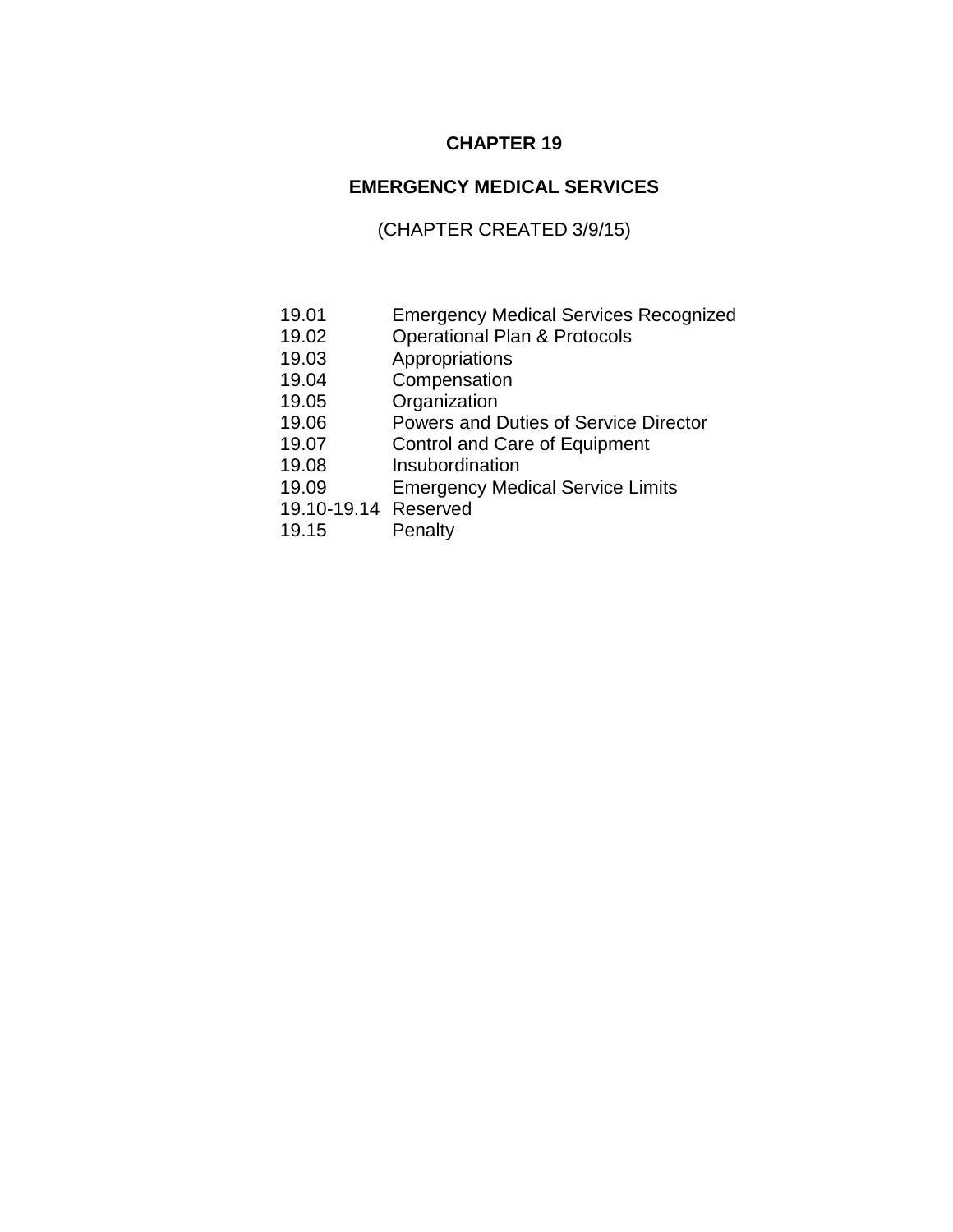# CHAPTER 19

## EMERGENCY MEDICAL SERVICES

(CHAPTER CREATED 3/9/15)

| | |
|---|---|
| 19.01 | Emergency Medical Services Recognized |
| 19.02 | Operational Plan & Protocols |
| 19.03 | Appropriations |
| 19.04 | Compensation |
| 19.05 | Organization |
| 19.06 | Powers and Duties of Service Director |
| 19.07 | Control and Care of Equipment |
| 19.08 | Insubordination |
| 19.09 | Emergency Medical Service Limits |
| 19.10-19.14 | Reserved |
| 19.15 | Penalty |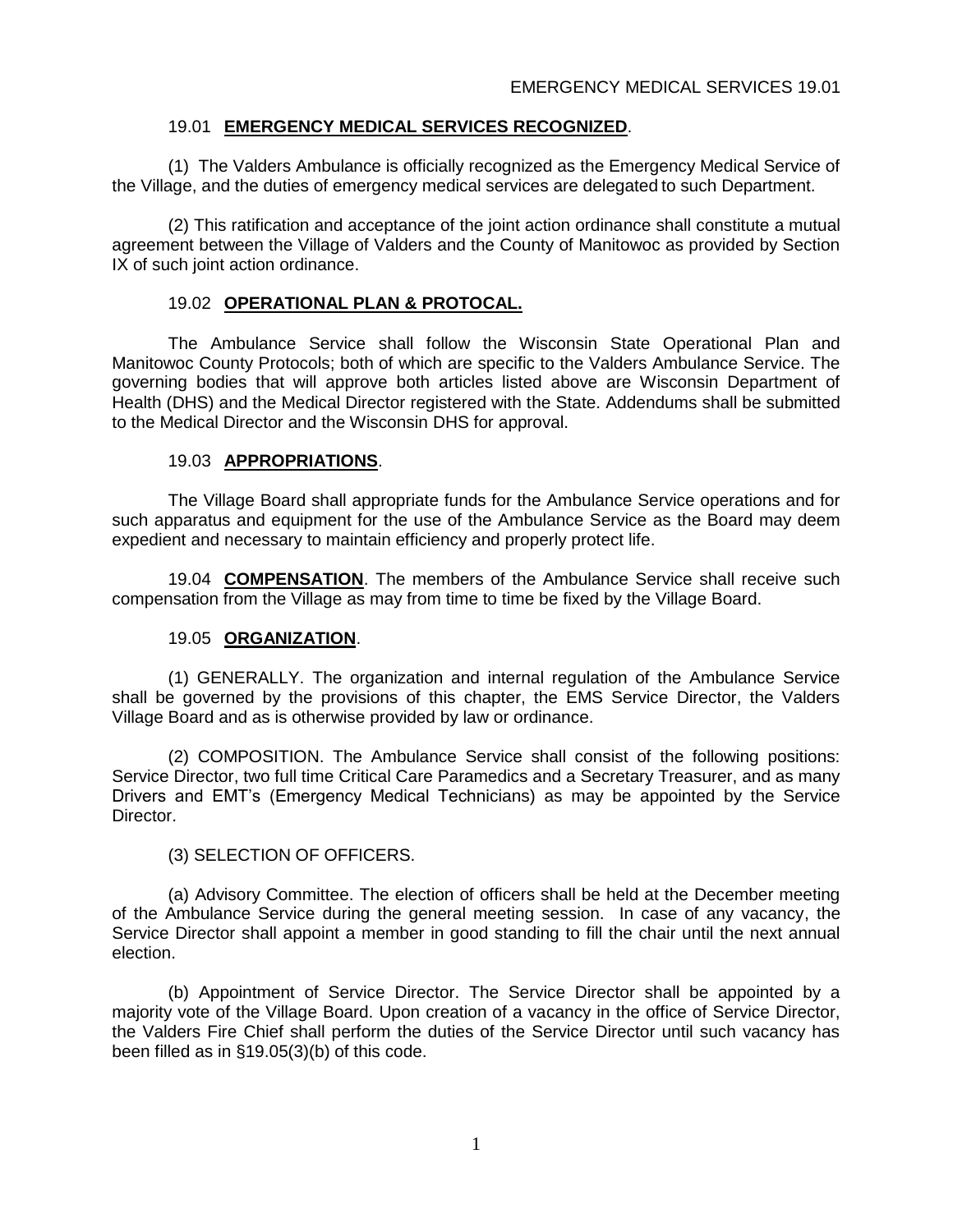## 19.01 **EMERGENCY MEDICAL SERVICES RECOGNIZED**.

(1) The Valders Ambulance is officially recognized as the Emergency Medical Service of the Village, and the duties of emergency medical services are delegated to such Department.

(2) This ratification and acceptance of the joint action ordinance shall constitute a mutual agreement between the Village of Valders and the County of Manitowoc as provided by Section IX of such joint action ordinance.

## 19.02 **OPERATIONAL PLAN & PROTOCAL.**

The Ambulance Service shall follow the Wisconsin State Operational Plan and Manitowoc County Protocols; both of which are specific to the Valders Ambulance Service. The governing bodies that will approve both articles listed above are Wisconsin Department of Health (DHS) and the Medical Director registered with the State. Addendums shall be submitted to the Medical Director and the Wisconsin DHS for approval.

## 19.03 **APPROPRIATIONS**.

The Village Board shall appropriate funds for the Ambulance Service operations and for such apparatus and equipment for the use of the Ambulance Service as the Board may deem expedient and necessary to maintain efficiency and properly protect life.

19.04 **COMPENSATION**. The members of the Ambulance Service shall receive such compensation from the Village as may from time to time be fixed by the Village Board.

## 19.05 **ORGANIZATION**.

(1) GENERALLY. The organization and internal regulation of the Ambulance Service shall be governed by the provisions of this chapter, the EMS Service Director, the Valders Village Board and as is otherwise provided by law or ordinance.

(2) COMPOSITION. The Ambulance Service shall consist of the following positions: Service Director, two full time Critical Care Paramedics and a Secretary Treasurer, and as many Drivers and EMT's (Emergency Medical Technicians) as may be appointed by the Service Director.

(3) SELECTION OF OFFICERS.

(a) Advisory Committee. The election of officers shall be held at the December meeting of the Ambulance Service during the general meeting session. In case of any vacancy, the Service Director shall appoint a member in good standing to fill the chair until the next annual election.

(b) Appointment of Service Director. The Service Director shall be appointed by a majority vote of the Village Board. Upon creation of a vacancy in the office of Service Director, the Valders Fire Chief shall perform the duties of the Service Director until such vacancy has been filled as in §19.05(3)(b) of this code.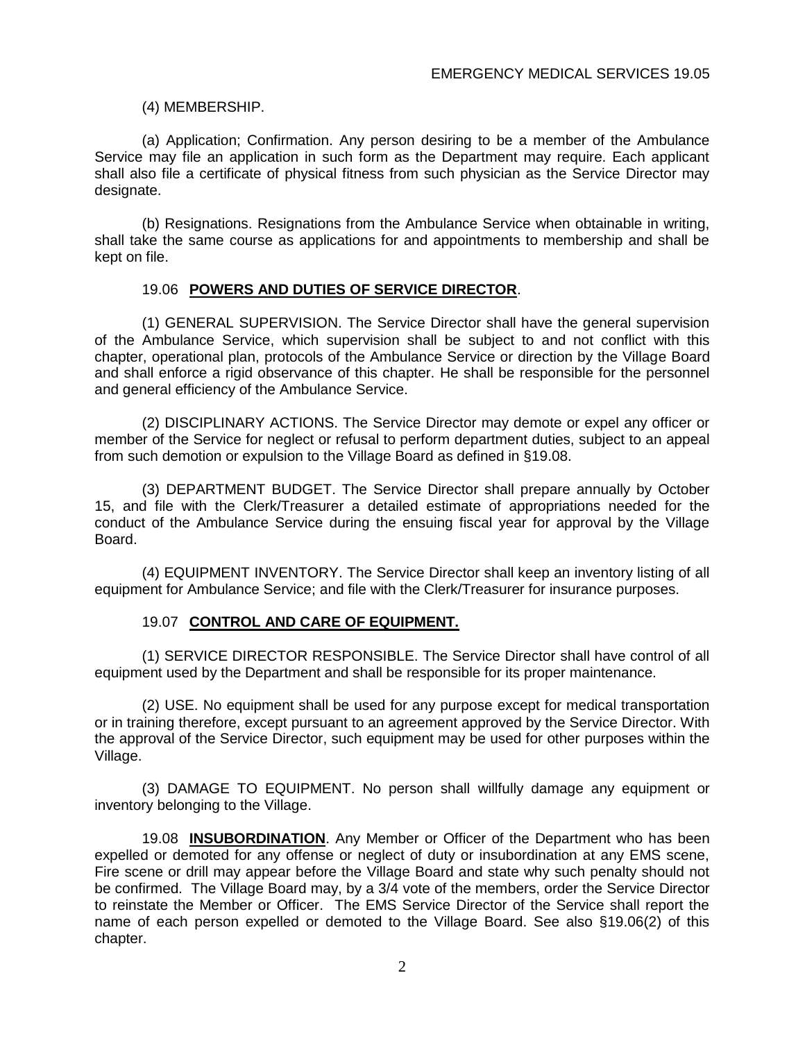(4) MEMBERSHIP.

(a) Application; Confirmation. Any person desiring to be a member of the Ambulance Service may file an application in such form as the Department may require. Each applicant shall also file a certificate of physical fitness from such physician as the Service Director may designate.

(b) Resignations. Resignations from the Ambulance Service when obtainable in writing, shall take the same course as applications for and appointments to membership and shall be kept on file.

19.06 **POWERS AND DUTIES OF SERVICE DIRECTOR**.

(1) GENERAL SUPERVISION. The Service Director shall have the general supervision of the Ambulance Service, which supervision shall be subject to and not conflict with this chapter, operational plan, protocols of the Ambulance Service or direction by the Village Board and shall enforce a rigid observance of this chapter. He shall be responsible for the personnel and general efficiency of the Ambulance Service.

(2) DISCIPLINARY ACTIONS. The Service Director may demote or expel any officer or member of the Service for neglect or refusal to perform department duties, subject to an appeal from such demotion or expulsion to the Village Board as defined in §19.08.

(3) DEPARTMENT BUDGET. The Service Director shall prepare annually by October 15, and file with the Clerk/Treasurer a detailed estimate of appropriations needed for the conduct of the Ambulance Service during the ensuing fiscal year for approval by the Village Board.

(4) EQUIPMENT INVENTORY. The Service Director shall keep an inventory listing of all equipment for Ambulance Service; and file with the Clerk/Treasurer for insurance purposes.

19.07 **CONTROL AND CARE OF EQUIPMENT.**

(1) SERVICE DIRECTOR RESPONSIBLE. The Service Director shall have control of all equipment used by the Department and shall be responsible for its proper maintenance.

(2) USE. No equipment shall be used for any purpose except for medical transportation or in training therefore, except pursuant to an agreement approved by the Service Director. With the approval of the Service Director, such equipment may be used for other purposes within the Village.

(3) DAMAGE TO EQUIPMENT. No person shall willfully damage any equipment or inventory belonging to the Village.

19.08 **INSUBORDINATION**. Any Member or Officer of the Department who has been expelled or demoted for any offense or neglect of duty or insubordination at any EMS scene, Fire scene or drill may appear before the Village Board and state why such penalty should not be confirmed. The Village Board may, by a 3/4 vote of the members, order the Service Director to reinstate the Member or Officer. The EMS Service Director of the Service shall report the name of each person expelled or demoted to the Village Board. See also §19.06(2) of this chapter.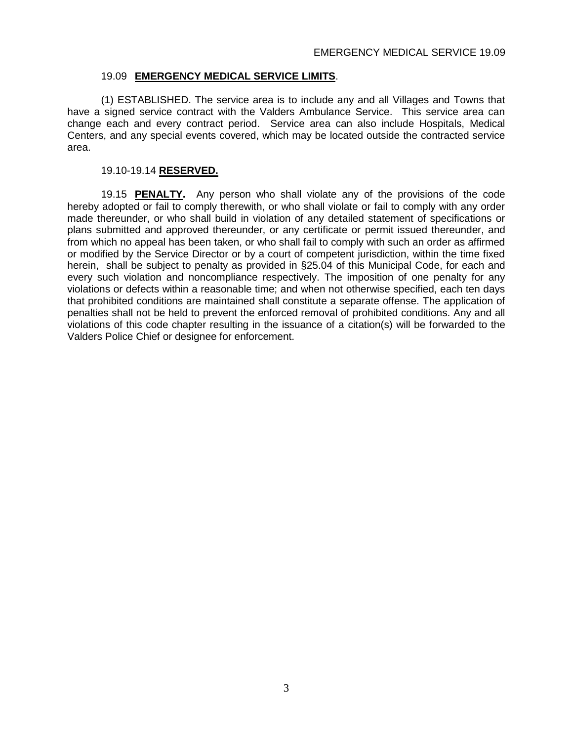19.09 **EMERGENCY MEDICAL SERVICE LIMITS**.

(1) ESTABLISHED. The service area is to include any and all Villages and Towns that have a signed service contract with the Valders Ambulance Service. This service area can change each and every contract period. Service area can also include Hospitals, Medical Centers, and any special events covered, which may be located outside the contracted service area.

19.10-19.14 **RESERVED.**

19.15 **PENALTY.** Any person who shall violate any of the provisions of the code hereby adopted or fail to comply therewith, or who shall violate or fail to comply with any order made thereunder, or who shall build in violation of any detailed statement of specifications or plans submitted and approved thereunder, or any certificate or permit issued thereunder, and from which no appeal has been taken, or who shall fail to comply with such an order as affirmed or modified by the Service Director or by a court of competent jurisdiction, within the time fixed herein, shall be subject to penalty as provided in §25.04 of this Municipal Code, for each and every such violation and noncompliance respectively. The imposition of one penalty for any violations or defects within a reasonable time; and when not otherwise specified, each ten days that prohibited conditions are maintained shall constitute a separate offense. The application of penalties shall not be held to prevent the enforced removal of prohibited conditions. Any and all violations of this code chapter resulting in the issuance of a citation(s) will be forwarded to the Valders Police Chief or designee for enforcement.